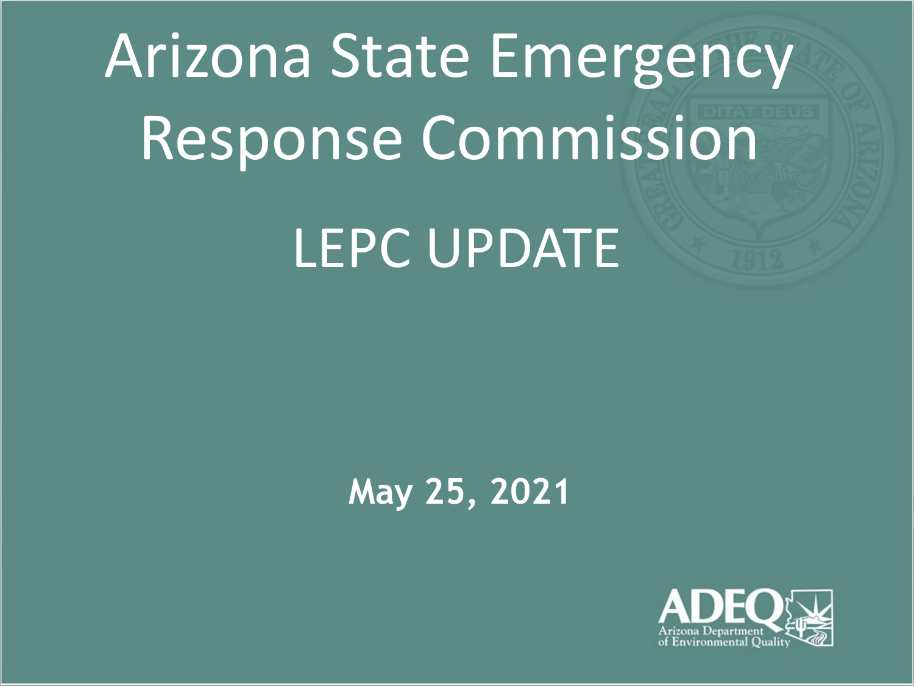# Arizona State Emergency Response Commission

## LEPC UPDATE

**May 25, 2021**

ADEQ
Arizona Department of Environmental Quality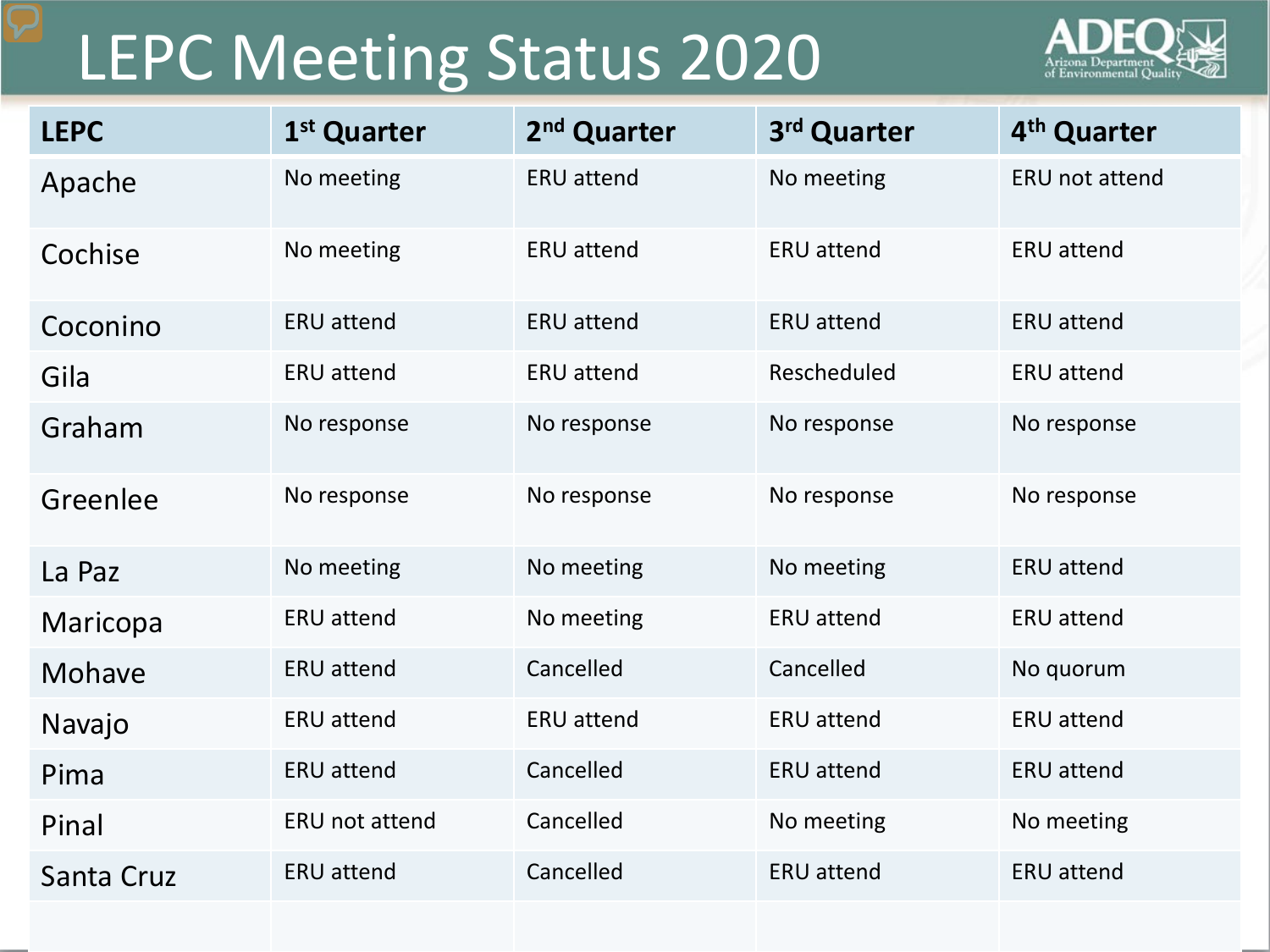# LEPC Meeting Status 2020

| LEPC | 1st Quarter | 2nd Quarter | 3rd Quarter | 4th Quarter |
|---|---|---|---|---|
| Apache | No meeting | ERU attend | No meeting | ERU not attend |
| Cochise | No meeting | ERU attend | ERU attend | ERU attend |
| Coconino | ERU attend | ERU attend | ERU attend | ERU attend |
| Gila | ERU attend | ERU attend | Rescheduled | ERU attend |
| Graham | No response | No response | No response | No response |
| Greenlee | No response | No response | No response | No response |
| La Paz | No meeting | No meeting | No meeting | ERU attend |
| Maricopa | ERU attend | No meeting | ERU attend | ERU attend |
| Mohave | ERU attend | Cancelled | Cancelled | No quorum |
| Navajo | ERU attend | ERU attend | ERU attend | ERU attend |
| Pima | ERU attend | Cancelled | ERU attend | ERU attend |
| Pinal | ERU not attend | Cancelled | No meeting | No meeting |
| Santa Cruz | ERU attend | Cancelled | ERU attend | ERU attend |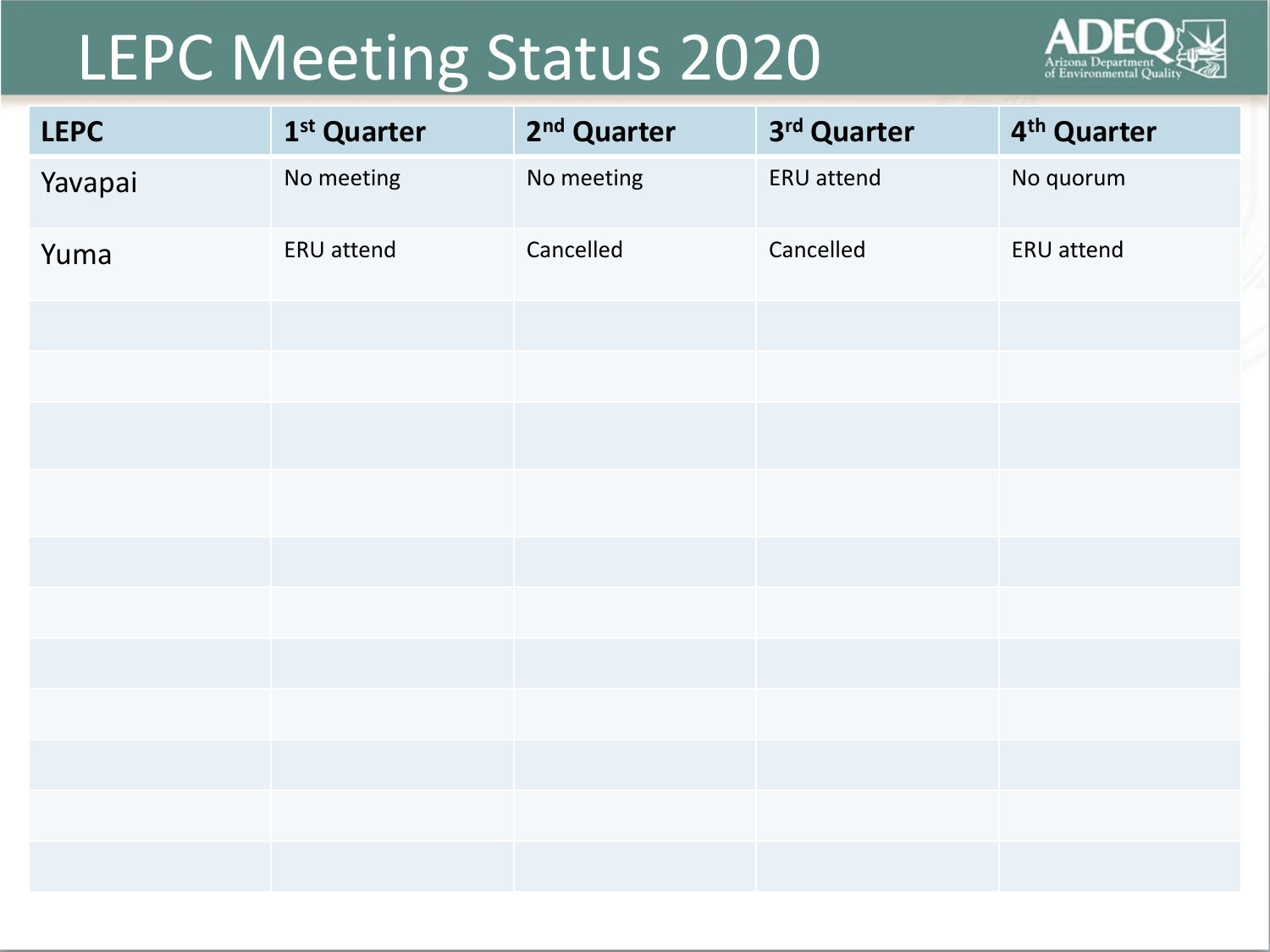# LEPC Meeting Status 2020

| LEPC | 1st Quarter | 2nd Quarter | 3rd Quarter | 4th Quarter |
|---|---|---|---|---|
| Yavapai | No meeting | No meeting | ERU attend | No quorum |
| Yuma | ERU attend | Cancelled | Cancelled | ERU attend |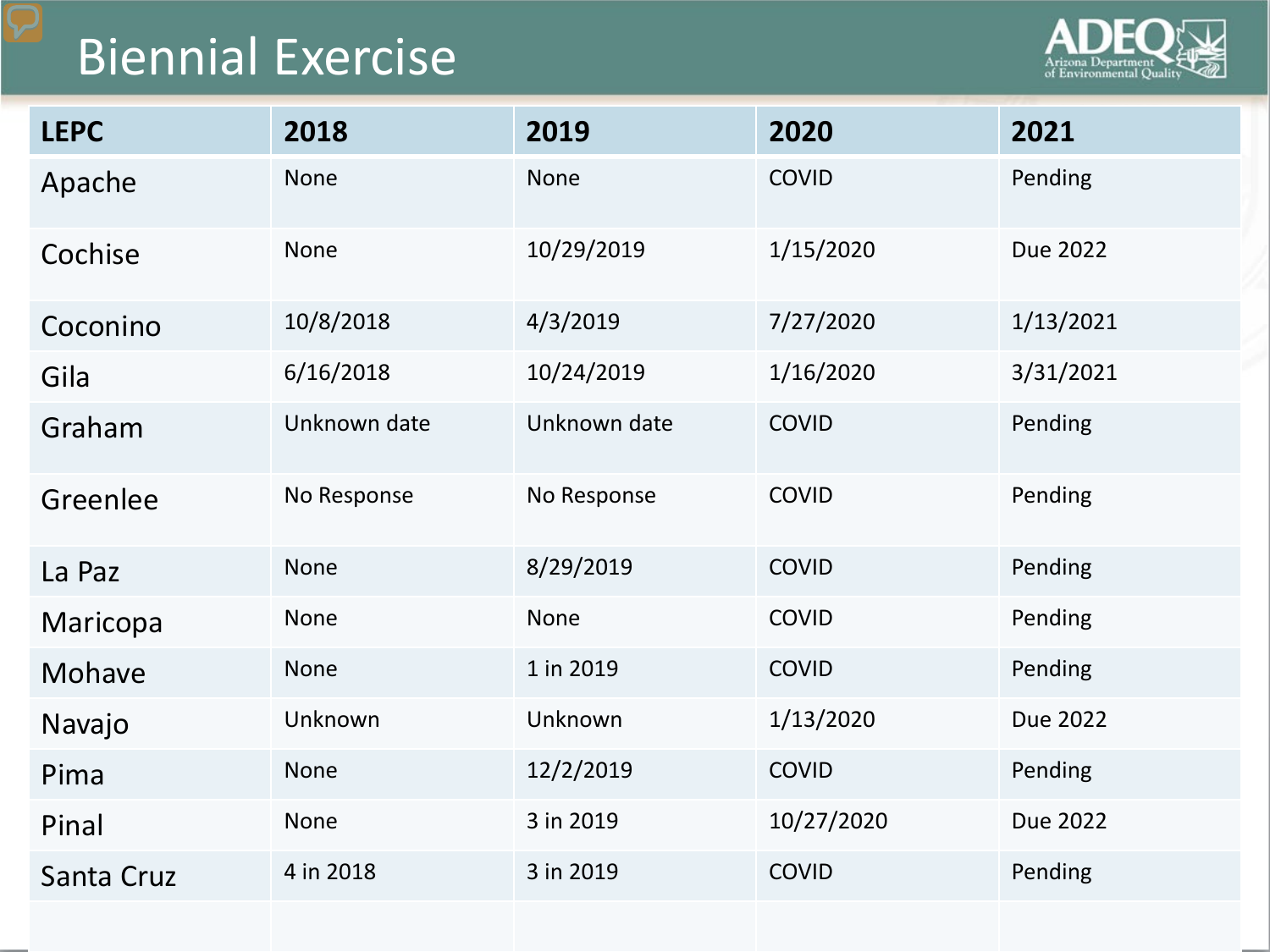# Biennial Exercise

| LEPC | 2018 | 2019 | 2020 | 2021 |
|---|---|---|---|---|
| Apache | None | None | COVID | Pending |
| Cochise | None | 10/29/2019 | 1/15/2020 | Due 2022 |
| Coconino | 10/8/2018 | 4/3/2019 | 7/27/2020 | 1/13/2021 |
| Gila | 6/16/2018 | 10/24/2019 | 1/16/2020 | 3/31/2021 |
| Graham | Unknown date | Unknown date | COVID | Pending |
| Greenlee | No Response | No Response | COVID | Pending |
| La Paz | None | 8/29/2019 | COVID | Pending |
| Maricopa | None | None | COVID | Pending |
| Mohave | None | 1 in 2019 | COVID | Pending |
| Navajo | Unknown | Unknown | 1/13/2020 | Due 2022 |
| Pima | None | 12/2/2019 | COVID | Pending |
| Pinal | None | 3 in 2019 | 10/27/2020 | Due 2022 |
| Santa Cruz | 4 in 2018 | 3 in 2019 | COVID | Pending |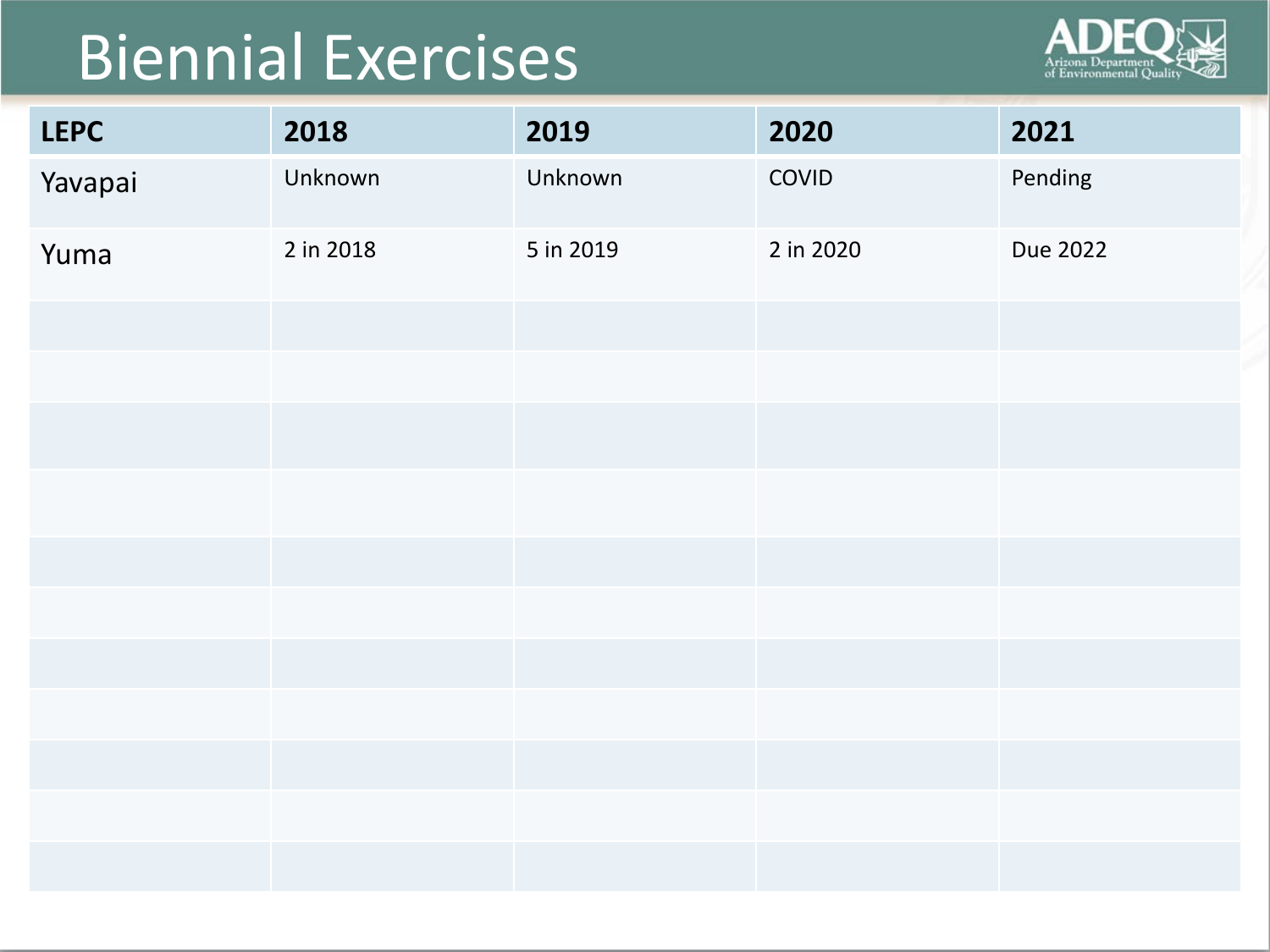# Biennial Exercises

| LEPC | 2018 | 2019 | 2020 | 2021 |
| --- | --- | --- | --- | --- |
| Yavapai | Unknown | Unknown | COVID | Pending |
| Yuma | 2 in 2018 | 5 in 2019 | 2 in 2020 | Due 2022 |
| | | | | |
| | | | | |
| | | | | |
| | | | | |
| | | | | |
| | | | | |
| | | | | |
| | | | | |
| | | | | |
| | | | | |
| | | | | |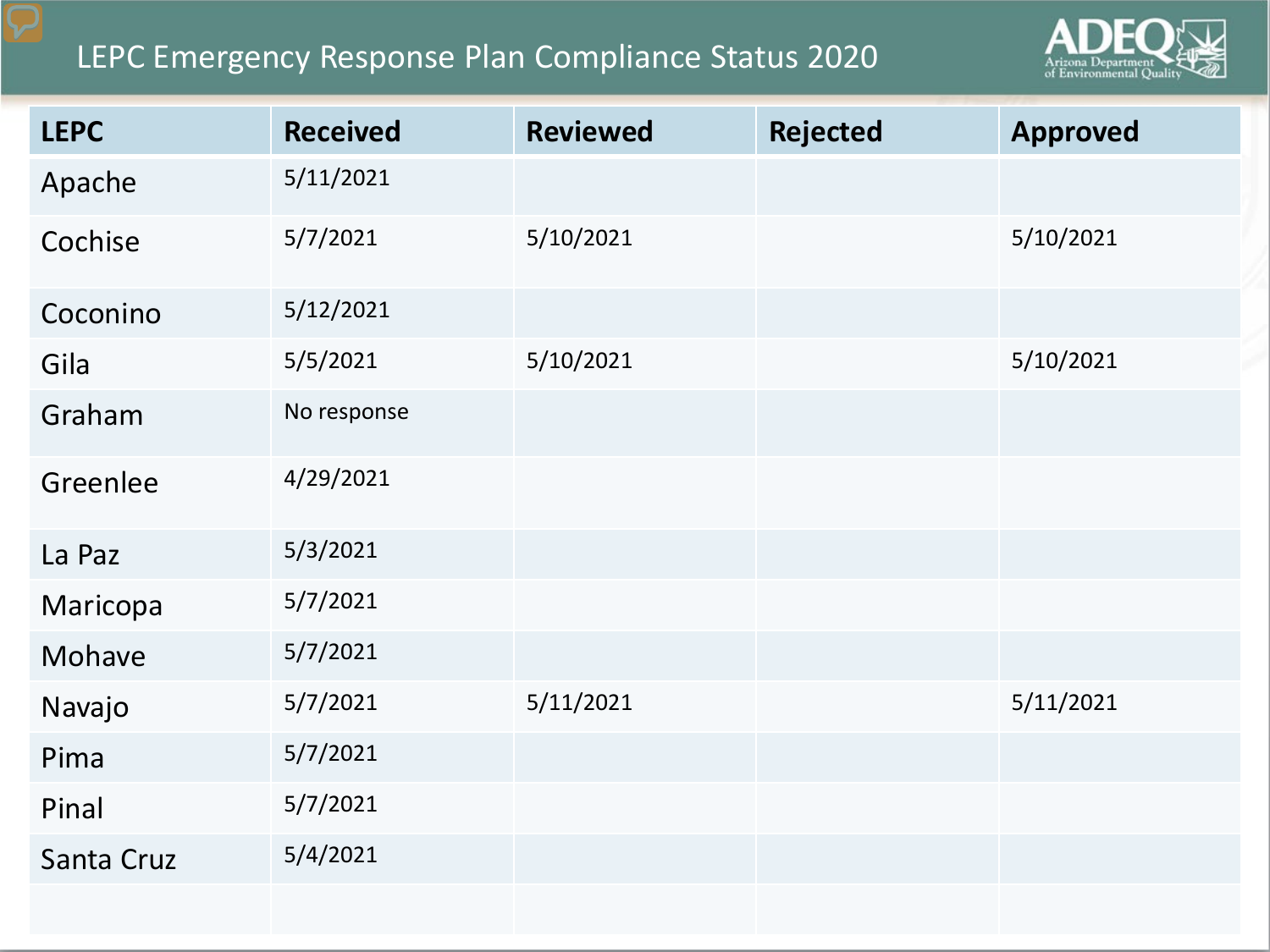# LEPC Emergency Response Plan Compliance Status 2020

| LEPC | Received | Reviewed | Rejected | Approved |
| --- | --- | --- | --- | --- |
| Apache | 5/11/2021 | | | |
| Cochise | 5/7/2021 | 5/10/2021 | | 5/10/2021 |
| Coconino | 5/12/2021 | | | |
| Gila | 5/5/2021 | 5/10/2021 | | 5/10/2021 |
| Graham | No response | | | |
| Greenlee | 4/29/2021 | | | |
| La Paz | 5/3/2021 | | | |
| Maricopa | 5/7/2021 | | | |
| Mohave | 5/7/2021 | | | |
| Navajo | 5/7/2021 | 5/11/2021 | | 5/11/2021 |
| Pima | 5/7/2021 | | | |
| Pinal | 5/7/2021 | | | |
| Santa Cruz | 5/4/2021 | | | |
| | | | | |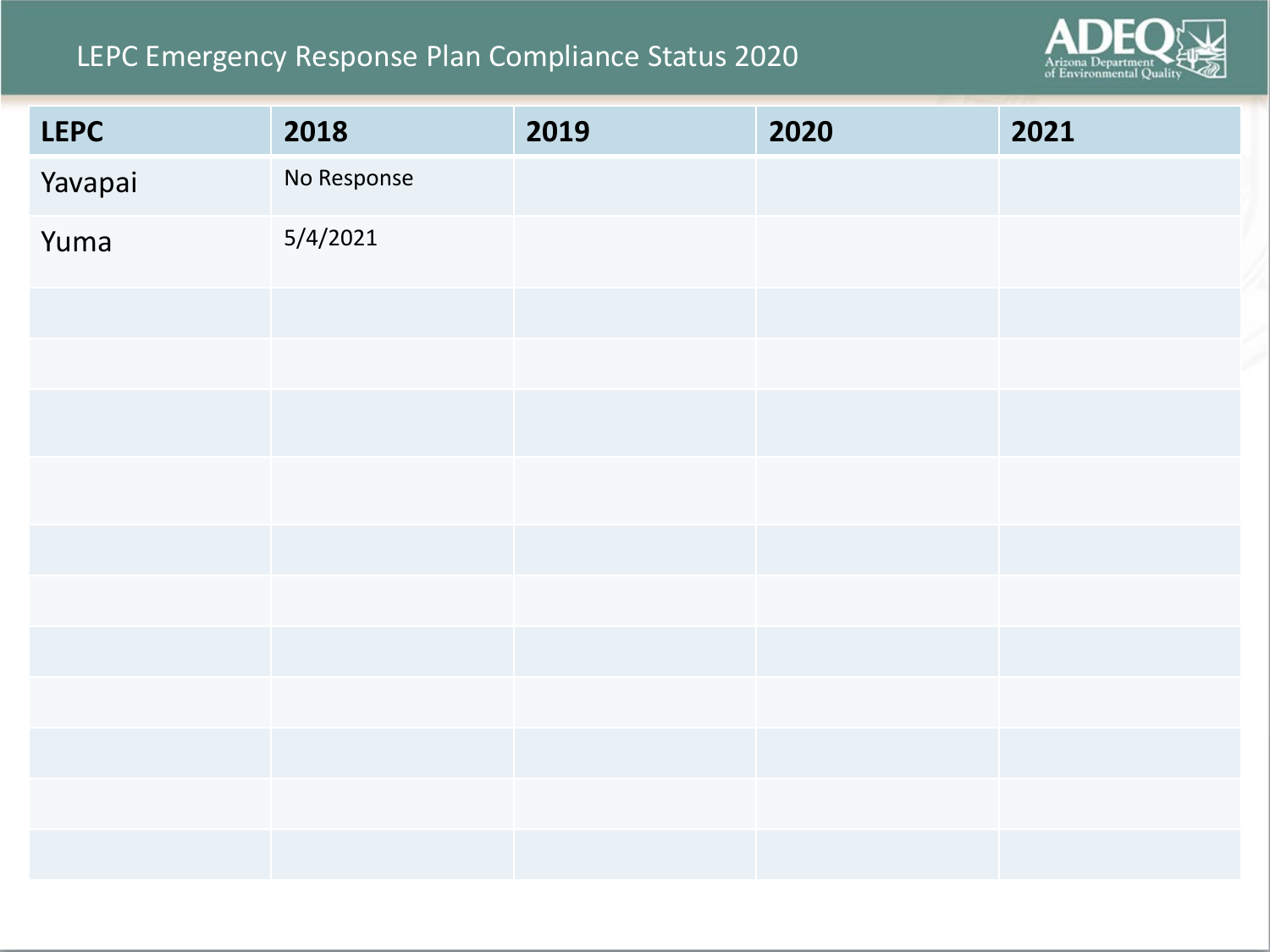# LEPC Emergency Response Plan Compliance Status 2020

| LEPC | 2018 | 2019 | 2020 | 2021 |
|---|---|---|---|---|
| Yavapai | No Response | | | |
| Yuma | 5/4/2021 | | | |
| | | | | |
| | | | | |
| | | | | |
| | | | | |
| | | | | |
| | | | | |
| | | | | |
| | | | | |
| | | | | |
| | | | | |
| | | | | |